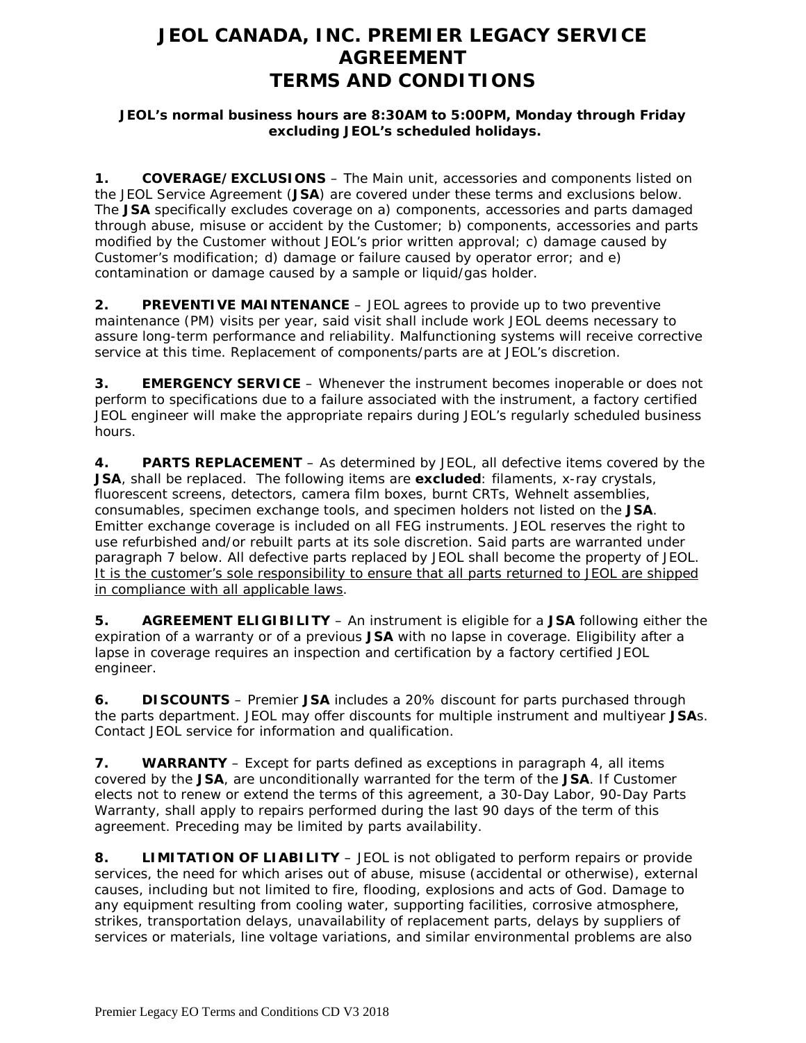# JEOL CANADA, INC. PREMIER LEGACY SERVICE AGREEMENT TERMS AND CONDITIONS

**JEOL's normal business hours are 8:30AM to 5:00PM, Monday through Friday excluding JEOL's scheduled holidays.**

**1. COVERAGE/EXCLUSIONS** – The Main unit, accessories and components listed on the JEOL Service Agreement (**JSA**) are covered under these terms and exclusions below. The **JSA** specifically excludes coverage on a) components, accessories and parts damaged through abuse, misuse or accident by the Customer; b) components, accessories and parts modified by the Customer without JEOL's prior written approval; c) damage caused by Customer's modification; d) damage or failure caused by operator error; and e) contamination or damage caused by a sample or liquid/gas holder.

**2. PREVENTIVE MAINTENANCE** – JEOL agrees to provide up to two preventive maintenance (PM) visits per year, said visit shall include work JEOL deems necessary to assure long-term performance and reliability. Malfunctioning systems will receive corrective service at this time. Replacement of components/parts are at JEOL's discretion.

**3. EMERGENCY SERVICE** – Whenever the instrument becomes inoperable or does not perform to specifications due to a failure associated with the instrument, a factory certified JEOL engineer will make the appropriate repairs during JEOL's regularly scheduled business hours.

**4. PARTS REPLACEMENT** – As determined by JEOL, all defective items covered by the **JSA**, shall be replaced. The following items are **excluded**: filaments, x-ray crystals, fluorescent screens, detectors, camera film boxes, burnt CRTs, Wehnelt assemblies, consumables, specimen exchange tools, and specimen holders not listed on the **JSA**. Emitter exchange coverage is included on all FEG instruments. JEOL reserves the right to use refurbished and/or rebuilt parts at its sole discretion. Said parts are warranted under paragraph 7 below. All defective parts replaced by JEOL shall become the property of JEOL. <u>It is the customer's sole responsibility to ensure that all parts returned to JEOL are shipped in compliance with all applicable laws</u>.

**5. AGREEMENT ELIGIBILITY** – An instrument is eligible for a **JSA** following either the expiration of a warranty or of a previous **JSA** with no lapse in coverage. Eligibility after a lapse in coverage requires an inspection and certification by a factory certified JEOL engineer.

**6. DISCOUNTS** – Premier **JSA** includes a 20% discount for parts purchased through the parts department. JEOL may offer discounts for multiple instrument and multiyear **JSA**s. Contact JEOL service for information and qualification.

**7. WARRANTY** – Except for parts defined as exceptions in paragraph 4, all items covered by the **JSA**, are unconditionally warranted for the term of the **JSA**. If Customer elects not to renew or extend the terms of this agreement, a 30-Day Labor, 90-Day Parts Warranty, shall apply to repairs performed during the last 90 days of the term of this agreement. Preceding may be limited by parts availability.

**8. LIMITATION OF LIABILITY** – JEOL is not obligated to perform repairs or provide services, the need for which arises out of abuse, misuse (accidental or otherwise), external causes, including but not limited to fire, flooding, explosions and acts of God. Damage to any equipment resulting from cooling water, supporting facilities, corrosive atmosphere, strikes, transportation delays, unavailability of replacement parts, delays by suppliers of services or materials, line voltage variations, and similar environmental problems are also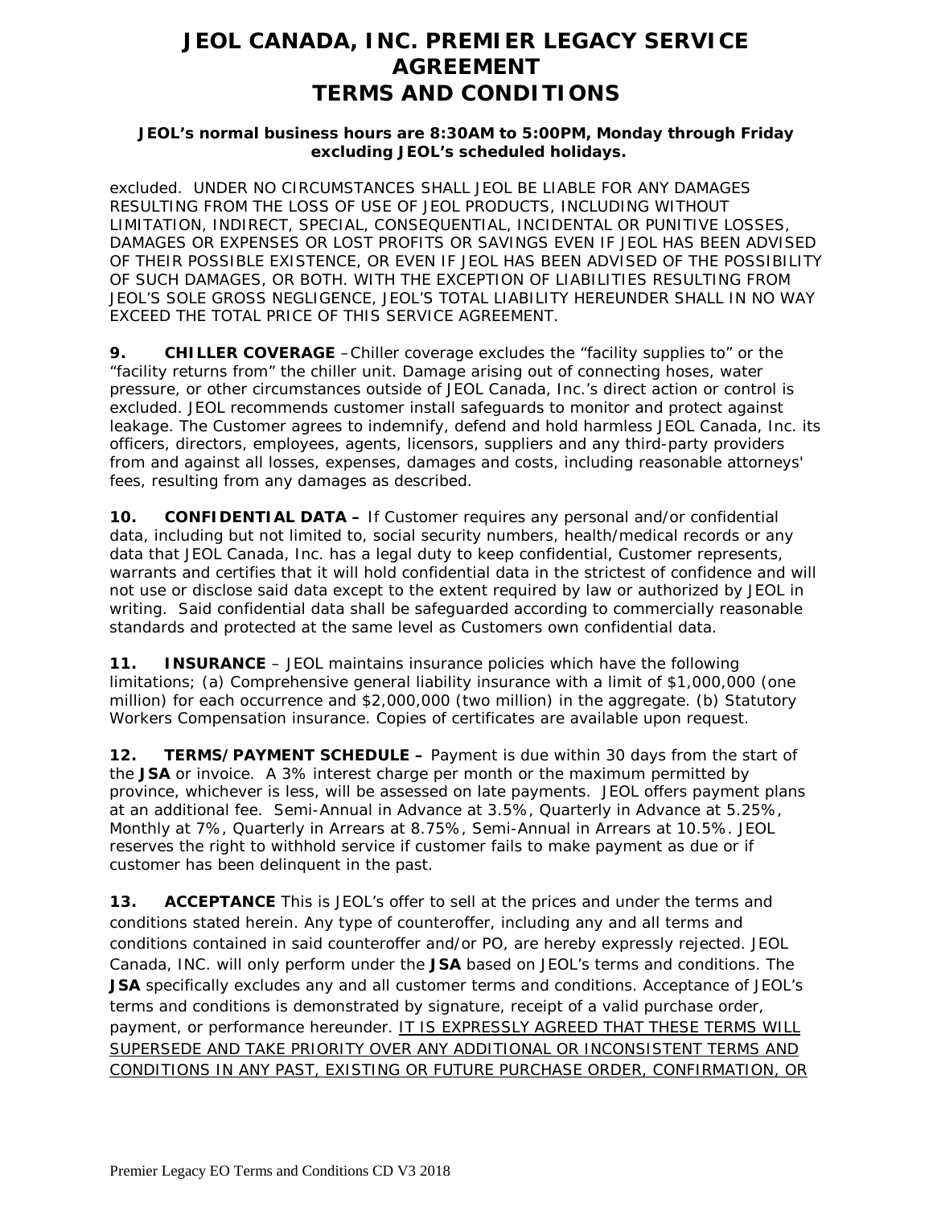# JEOL CANADA, INC. PREMIER LEGACY SERVICE AGREEMENT TERMS AND CONDITIONS

**JEOL's normal business hours are 8:30AM to 5:00PM, Monday through Friday excluding JEOL's scheduled holidays.**

excluded. UNDER NO CIRCUMSTANCES SHALL JEOL BE LIABLE FOR ANY DAMAGES RESULTING FROM THE LOSS OF USE OF JEOL PRODUCTS, INCLUDING WITHOUT LIMITATION, INDIRECT, SPECIAL, CONSEQUENTIAL, INCIDENTAL OR PUNITIVE LOSSES, DAMAGES OR EXPENSES OR LOST PROFITS OR SAVINGS EVEN IF JEOL HAS BEEN ADVISED OF THEIR POSSIBLE EXISTENCE, OR EVEN IF JEOL HAS BEEN ADVISED OF THE POSSIBILITY OF SUCH DAMAGES, OR BOTH. WITH THE EXCEPTION OF LIABILITIES RESULTING FROM JEOL'S SOLE GROSS NEGLIGENCE, JEOL'S TOTAL LIABILITY HEREUNDER SHALL IN NO WAY EXCEED THE TOTAL PRICE OF THIS SERVICE AGREEMENT.

**9. CHILLER COVERAGE** –Chiller coverage excludes the "facility supplies to" or the "facility returns from" the chiller unit. Damage arising out of connecting hoses, water pressure, or other circumstances outside of JEOL Canada, Inc.'s direct action or control is excluded. JEOL recommends customer install safeguards to monitor and protect against leakage. The Customer agrees to indemnify, defend and hold harmless JEOL Canada, Inc. its officers, directors, employees, agents, licensors, suppliers and any third-party providers from and against all losses, expenses, damages and costs, including reasonable attorneys' fees, resulting from any damages as described.

**10. CONFIDENTIAL DATA –** If Customer requires any personal and/or confidential data, including but not limited to, social security numbers, health/medical records or any data that JEOL Canada, Inc. has a legal duty to keep confidential, Customer represents, warrants and certifies that it will hold confidential data in the strictest of confidence and will not use or disclose said data except to the extent required by law or authorized by JEOL in writing. Said confidential data shall be safeguarded according to commercially reasonable standards and protected at the same level as Customers own confidential data.

**11. INSURANCE** – JEOL maintains insurance policies which have the following limitations; (a) Comprehensive general liability insurance with a limit of $1,000,000 (one million) for each occurrence and $2,000,000 (two million) in the aggregate. (b) Statutory Workers Compensation insurance. Copies of certificates are available upon request.

**12. TERMS/PAYMENT SCHEDULE –** Payment is due within 30 days from the start of the **JSA** or invoice. A 3% interest charge per month or the maximum permitted by province, whichever is less, will be assessed on late payments. JEOL offers payment plans at an additional fee. Semi-Annual in Advance at 3.5%, Quarterly in Advance at 5.25%, Monthly at 7%, Quarterly in Arrears at 8.75%, Semi-Annual in Arrears at 10.5%. JEOL reserves the right to withhold service if customer fails to make payment as due or if customer has been delinquent in the past.

**13. ACCEPTANCE** This is JEOL's offer to sell at the prices and under the terms and conditions stated herein. Any type of counteroffer, including any and all terms and conditions contained in said counteroffer and/or PO, are hereby expressly rejected. JEOL Canada, INC. will only perform under the **JSA** based on JEOL's terms and conditions. The **JSA** specifically excludes any and all customer terms and conditions. Acceptance of JEOL's terms and conditions is demonstrated by signature, receipt of a valid purchase order, payment, or performance hereunder. IT IS EXPRESSLY AGREED THAT THESE TERMS WILL SUPERSEDE AND TAKE PRIORITY OVER ANY ADDITIONAL OR INCONSISTENT TERMS AND CONDITIONS IN ANY PAST, EXISTING OR FUTURE PURCHASE ORDER, CONFIRMATION, OR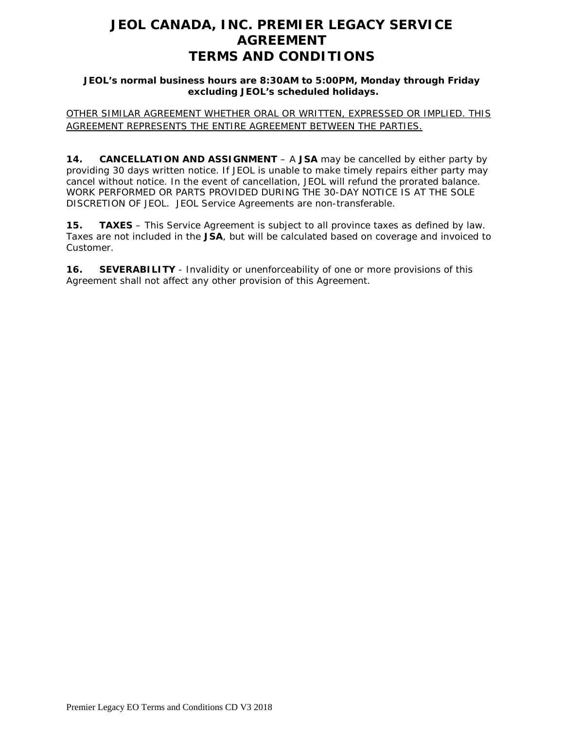# JEOL CANADA, INC. PREMIER LEGACY SERVICE AGREEMENT TERMS AND CONDITIONS

**JEOL's normal business hours are 8:30AM to 5:00PM, Monday through Friday excluding JEOL's scheduled holidays.**

<u>OTHER SIMILAR AGREEMENT WHETHER ORAL OR WRITTEN, EXPRESSED OR IMPLIED. THIS AGREEMENT REPRESENTS THE ENTIRE AGREEMENT BETWEEN THE PARTIES.</u>

**14. CANCELLATION AND ASSIGNMENT** – A **JSA** may be cancelled by either party by providing 30 days written notice. If JEOL is unable to make timely repairs either party may cancel without notice. In the event of cancellation, JEOL will refund the prorated balance. WORK PERFORMED OR PARTS PROVIDED DURING THE 30-DAY NOTICE IS AT THE SOLE DISCRETION OF JEOL. JEOL Service Agreements are non-transferable.

**15. TAXES** – This Service Agreement is subject to all province taxes as defined by law. Taxes are not included in the **JSA**, but will be calculated based on coverage and invoiced to Customer.

**16. SEVERABILITY** - Invalidity or unenforceability of one or more provisions of this Agreement shall not affect any other provision of this Agreement.